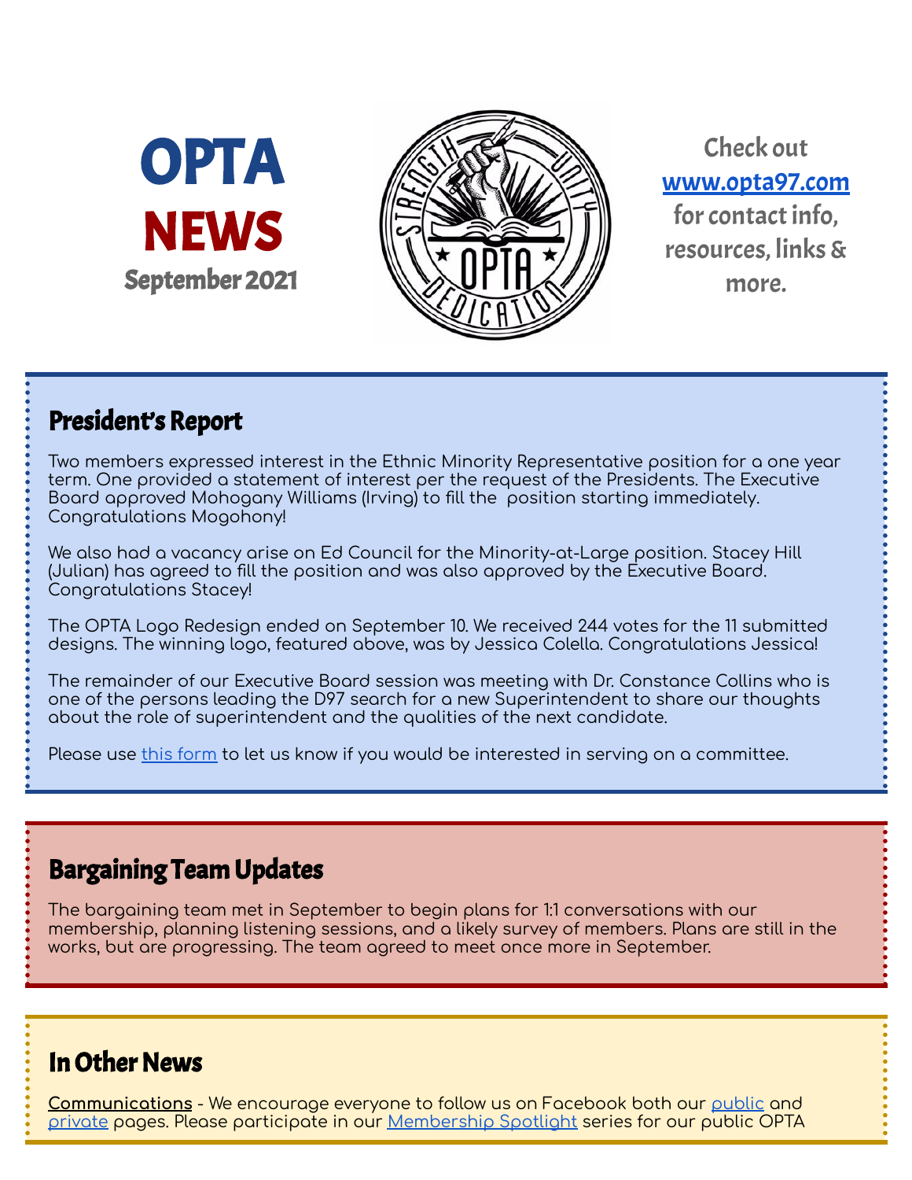# OPTA NEWS

**September 2021**

Check out **[www.opta97.com](www.opta97.com)** for contact info, resources, links & more.

## President's Report

Two members expressed interest in the Ethnic Minority Representative position for a one year term. One provided a statement of interest per the request of the Presidents. The Executive Board approved Mohogany Williams (Irving) to fill the position starting immediately. Congratulations Mogohony!

We also had a vacancy arise on Ed Council for the Minority-at-Large position. Stacey Hill (Julian) has agreed to fill the position and was also approved by the Executive Board. Congratulations Stacey!

The OPTA Logo Redesign ended on September 10. We received 244 votes for the 11 submitted designs. The winning logo, featured above, was by Jessica Colella. Congratulations Jessica!

The remainder of our Executive Board session was meeting with Dr. Constance Collins who is one of the persons leading the D97 search for a new Superintendent to share our thoughts about the role of superintendent and the qualities of the next candidate.

Please use this form to let us know if you would be interested in serving on a committee.

## Bargaining Team Updates

The bargaining team met in September to begin plans for 1:1 conversations with our membership, planning listening sessions, and a likely survey of members. Plans are still in the works, but are progressing. The team agreed to meet once more in September.

## In Other News

**Communications** - We encourage everyone to follow us on Facebook both our public and private pages. Please participate in our Membership Spotlight series for our public OPTA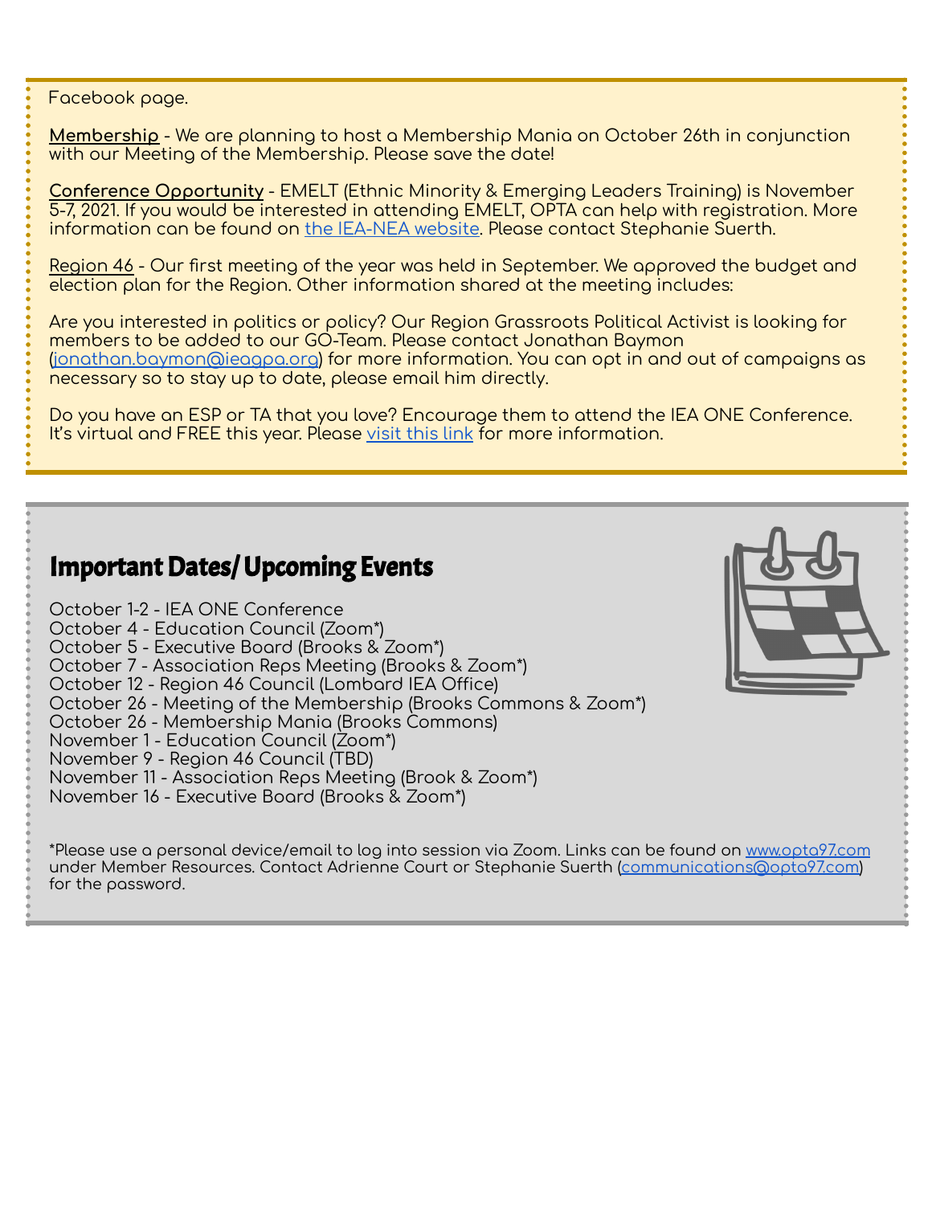Facebook page.

**Membership** - We are planning to host a Membership Mania on October 26th in conjunction with our Meeting of the Membership. Please save the date!

**Conference Opportunity** - EMELT (Ethnic Minority & Emerging Leaders Training) is November 5-7, 2021. If you would be interested in attending EMELT, OPTA can help with registration. More information can be found on the IEA-NEA website. Please contact Stephanie Suerth.

Region 46 - Our first meeting of the year was held in September. We approved the budget and election plan for the Region. Other information shared at the meeting includes:

Are you interested in politics or policy? Our Region Grassroots Political Activist is looking for members to be added to our GO-Team. Please contact Jonathan Baymon (jonathan.baymon@ieagpa.org) for more information. You can opt in and out of campaigns as necessary so to stay up to date, please email him directly.

Do you have an ESP or TA that you love? Encourage them to attend the IEA ONE Conference. It's virtual and FREE this year. Please visit this link for more information.

## Important Dates/ Upcoming Events

October 1-2 - IEA ONE Conference
October 4 - Education Council (Zoom*)
October 5 - Executive Board (Brooks & Zoom*)
October 7 - Association Reps Meeting (Brooks & Zoom*)
October 12 - Region 46 Council (Lombard IEA Office)
October 26 - Meeting of the Membership (Brooks Commons & Zoom*)
October 26 - Membership Mania (Brooks Commons)
November 1 - Education Council (Zoom*)
November 9 - Region 46 Council (TBD)
November 11 - Association Reps Meeting (Brook & Zoom*)
November 16 - Executive Board (Brooks & Zoom*)

*Please use a personal device/email to log into session via Zoom. Links can be found on www.opta97.com under Member Resources. Contact Adrienne Court or Stephanie Suerth (communications@opta97.com) for the password.